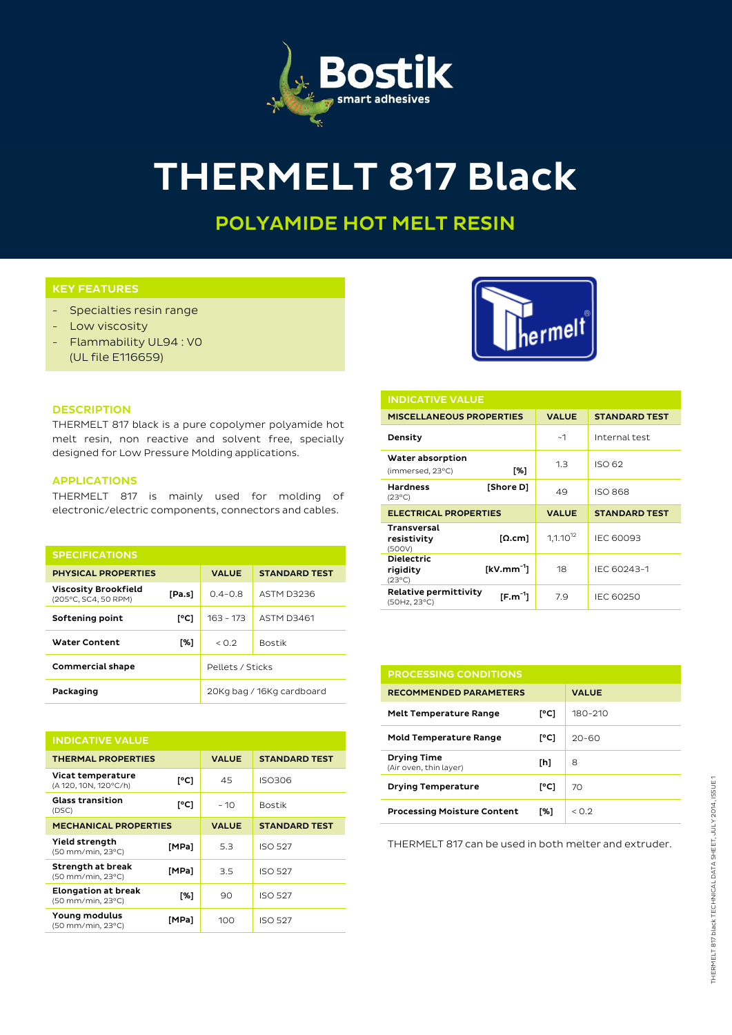# THERMELT 817 Black

## POLYAMIDE HOT MELT RESIN

### KEY FEATURES

- Specialties resin range
- Low viscosity
- Flammability UL94 : V0 (UL file E116659)

### DESCRIPTION

THERMELT 817 black is a pure copolymer polyamide hot melt resin, non reactive and solvent free, specially designed for Low Pressure Molding applications.

### APPLICATIONS

THERMELT 817 is mainly used for molding of electronic/electric components, connectors and cables.

### SPECIFICATIONS

| PHYSICAL PROPERTIES | | VALUE | STANDARD TEST |
|---|---|---|---|
| Viscosity Brookfield (205°C, SC4, 50 RPM) | [Pa.s] | 0.4-0.8 | ASTM D3236 |
| Softening point | [°C] | 163 - 173 | ASTM D3461 |
| Water Content | [%] | < 0.2 | Bostik |
| Commercial shape | | Pellets / Sticks | |
| Packaging | | 20Kg bag / 16Kg cardboard | |

### INDICATIVE VALUE

| THERMAL PROPERTIES | | VALUE | STANDARD TEST |
|---|---|---|---|
| Vicat temperature (A 120, 10N, 120°C/h) | [°C] | 45 | ISO306 |
| Glass transition (DSC) | [°C] | - 10 | Bostik |
| **MECHANICAL PROPERTIES** | | **VALUE** | **STANDARD TEST** |
| Yield strength (50 mm/min, 23°C) | [MPa] | 5.3 | ISO 527 |
| Strength at break (50 mm/min, 23°C) | [MPa] | 3.5 | ISO 527 |
| Elongation at break (50 mm/min, 23°C) | [%] | 90 | ISO 527 |
| Young modulus (50 mm/min, 23°C) | [MPa] | 100 | ISO 527 |

### INDICATIVE VALUE

| MISCELLANEOUS PROPERTIES | | VALUE | STANDARD TEST |
|---|---|---|---|
| Density | | ~1 | Internal test |
| Water absorption (immersed, 23°C) | [%] | 1.3 | ISO 62 |
| Hardness (23°C) | [Shore D] | 49 | ISO 868 |
| **ELECTRICAL PROPERTIES** | | **VALUE** | **STANDARD TEST** |
| Transversal resistivity (500V) | [Ω.cm] | $1{,}1.10^{12}$ | IEC 60093 |
| Dielectric rigidity (23°C) | [$kV.mm^{-1}$] | 18 | IEC 60243-1 |
| Relative permittivity (50Hz, 23°C) | [$F.m^{-1}$] | 7.9 | IEC 60250 |

### PROCESSING CONDITIONS

| RECOMMENDED PARAMETERS | | VALUE |
|---|---|---|
| Melt Temperature Range | [°C] | 180-210 |
| Mold Temperature Range | [°C] | 20-60 |
| Drying Time (Air oven, thin layer) | [h] | 8 |
| Drying Temperature | [°C] | 70 |
| Processing Moisture Content | [%] | < 0.2 |

THERMELT 817 can be used in both melter and extruder.

THERMELT 817 black TECHNICAL DATA SHEET, JULY 2014, ISSUE 1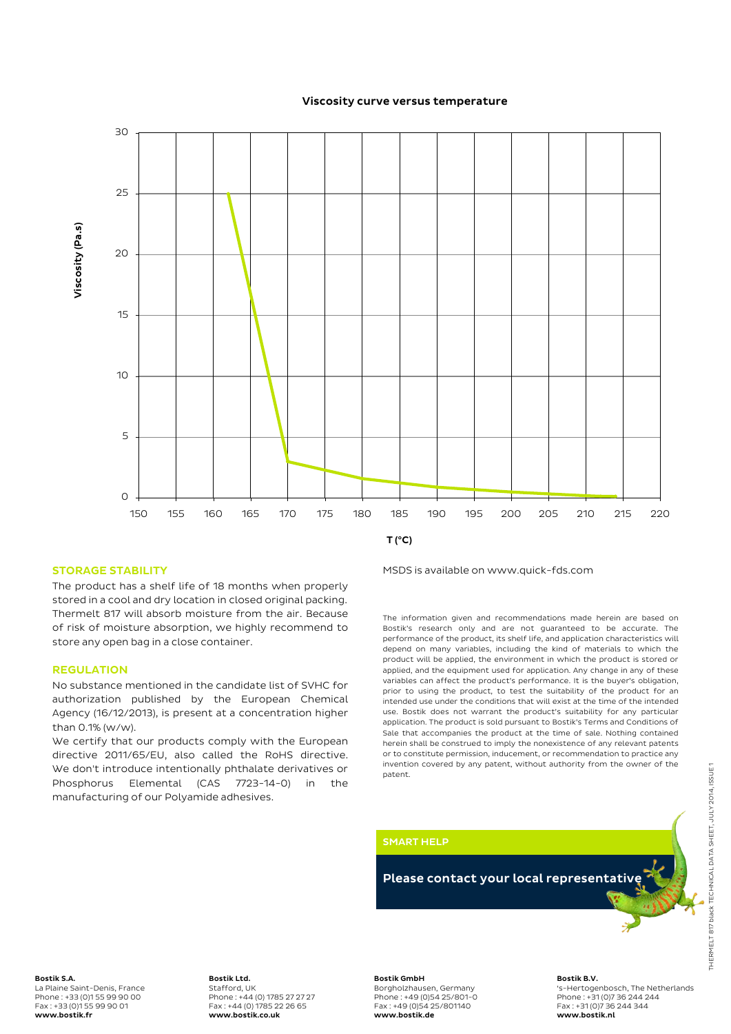**Viscosity curve versus temperature**

Viscosity (Pa.s)

30
25
20
15
10
5
0

150 155 160 165 170 175 180 185 190 195 200 205 210 215 220

T (°C)

## STORAGE STABILITY

The product has a shelf life of 18 months when properly stored in a cool and dry location in closed original packing. Thermelt 817 will absorb moisture from the air. Because of risk of moisture absorption, we highly recommend to store any open bag in a close container.

## REGULATION

No substance mentioned in the candidate list of SVHC for authorization published by the European Chemical Agency (16/12/2013), is present at a concentration higher than 0.1% (w/w).

We certify that our products comply with the European directive 2011/65/EU, also called the RoHS directive. We don't introduce intentionally phthalate derivatives or Phosphorus Elemental (CAS 7723-14-0) in the manufacturing of our Polyamide adhesives.

MSDS is available on www.quick-fds.com

The information given and recommendations made herein are based on Bostik's research only and are not guaranteed to be accurate. The performance of the product, its shelf life, and application characteristics will depend on many variables, including the kind of materials to which the product will be applied, the environment in which the product is stored or applied, and the equipment used for application. Any change in any of these variables can affect the product's performance. It is the buyer's obligation, prior to using the product, to test the suitability of the product for an intended use under the conditions that will exist at the time of the intended use. Bostik does not warrant the product's suitability for any particular application. The product is sold pursuant to Bostik's Terms and Conditions of Sale that accompanies the product at the time of sale. Nothing contained herein shall be construed to imply the nonexistence of any relevant patents or to constitute permission, inducement, or recommendation to practice any invention covered by any patent, without authority from the owner of the patent.

**SMART HELP**

**Please contact your local representative**

THERMELT 817 black TECHNICAL DATA SHEET, JULY 2014, ISSUE 1

**Bostik S.A.**
La Plaine Saint-Denis, France
Phone : +33 (0)1 55 99 90 00
Fax : +33 (0)1 55 99 90 01
**www.bostik.fr**

**Bostik Ltd.**
Stafford, UK
Phone : +44 (0) 1785 27 27 27
Fax : +44 (0) 1785 22 26 65
**www.bostik.co.uk**

**Bostik GmbH**
Borgholzhausen, Germany
Phone : +49 (0)54 25/801-0
Fax : +49 (0)54 25/801140
**www.bostik.de**

**Bostik B.V.**
's-Hertogenbosch, The Netherlands
Phone : +31 (0)7 36 244 244
Fax : +31 (0)7 36 244 344
**www.bostik.nl**